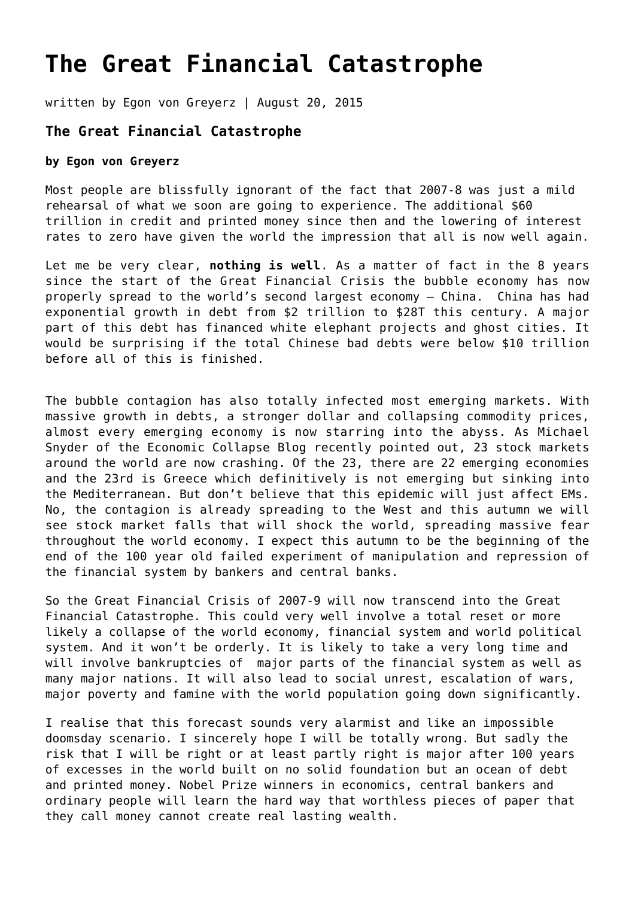# The Great Financial Catastrophe

written by Egon von Greyerz | August 20, 2015

### The Great Financial Catastrophe

**by Egon von Greyerz**

Most people are blissfully ignorant of the fact that 2007-8 was just a mild rehearsal of what we soon are going to experience. The additional $60 trillion in credit and printed money since then and the lowering of interest rates to zero have given the world the impression that all is now well again.

Let me be very clear, **nothing is well**. As a matter of fact in the 8 years since the start of the Great Financial Crisis the bubble economy has now properly spread to the world's second largest economy – China. China has had exponential growth in debt from $2 trillion to $28T this century. A major part of this debt has financed white elephant projects and ghost cities. It would be surprising if the total Chinese bad debts were below $10 trillion before all of this is finished.

The bubble contagion has also totally infected most emerging markets. With massive growth in debts, a stronger dollar and collapsing commodity prices, almost every emerging economy is now starring into the abyss. As Michael Snyder of the Economic Collapse Blog recently pointed out, 23 stock markets around the world are now crashing. Of the 23, there are 22 emerging economies and the 23rd is Greece which definitively is not emerging but sinking into the Mediterranean. But don't believe that this epidemic will just affect EMs. No, the contagion is already spreading to the West and this autumn we will see stock market falls that will shock the world, spreading massive fear throughout the world economy. I expect this autumn to be the beginning of the end of the 100 year old failed experiment of manipulation and repression of the financial system by bankers and central banks.

So the Great Financial Crisis of 2007-9 will now transcend into the Great Financial Catastrophe. This could very well involve a total reset or more likely a collapse of the world economy, financial system and world political system. And it won't be orderly. It is likely to take a very long time and will involve bankruptcies of major parts of the financial system as well as many major nations. It will also lead to social unrest, escalation of wars, major poverty and famine with the world population going down significantly.

I realise that this forecast sounds very alarmist and like an impossible doomsday scenario. I sincerely hope I will be totally wrong. But sadly the risk that I will be right or at least partly right is major after 100 years of excesses in the world built on no solid foundation but an ocean of debt and printed money. Nobel Prize winners in economics, central bankers and ordinary people will learn the hard way that worthless pieces of paper that they call money cannot create real lasting wealth.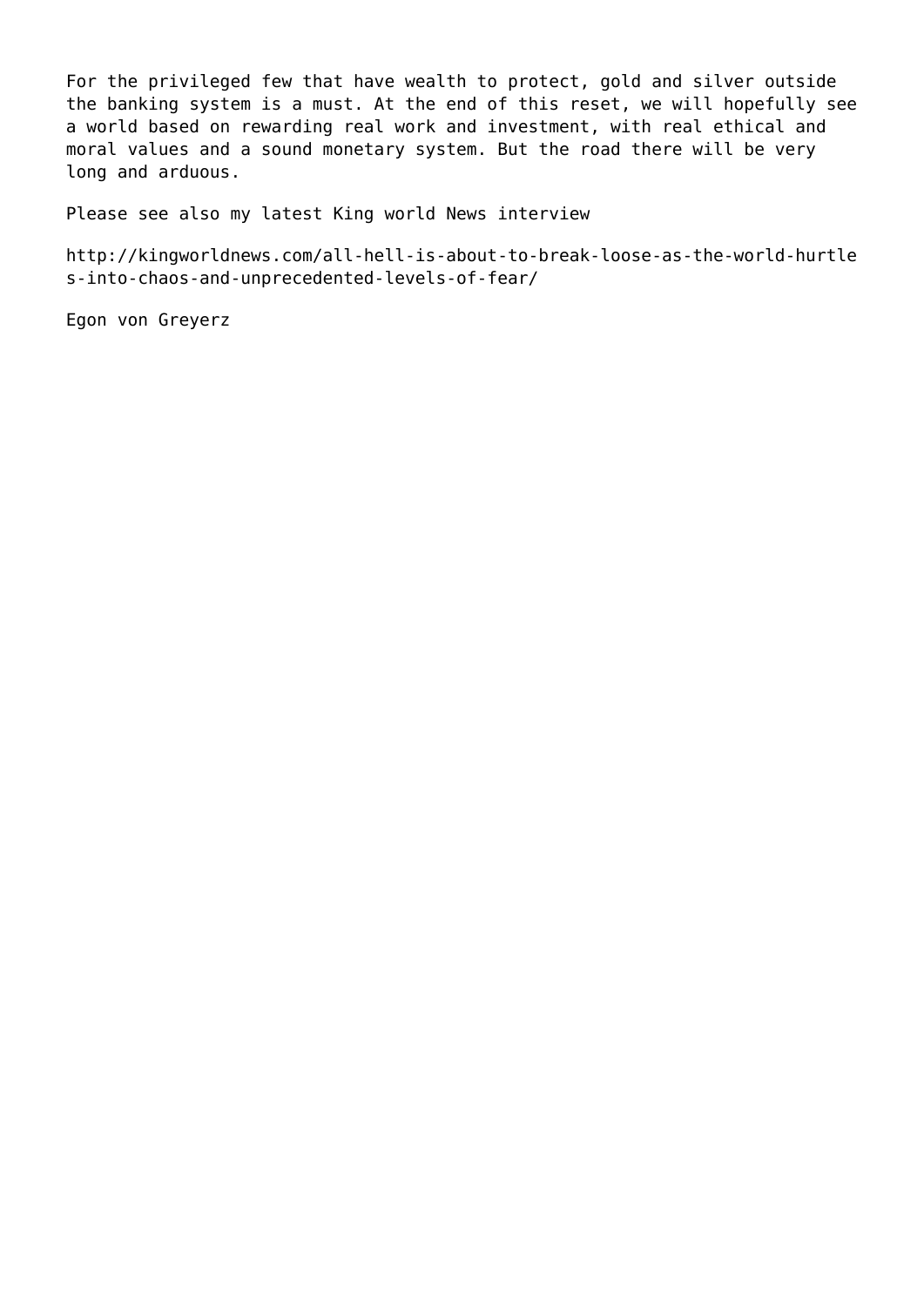For the privileged few that have wealth to protect, gold and silver outside the banking system is a must. At the end of this reset, we will hopefully see a world based on rewarding real work and investment, with real ethical and moral values and a sound monetary system. But the road there will be very long and arduous.

Please see also my latest King world News interview

http://kingworldnews.com/all-hell-is-about-to-break-loose-as-the-world-hurtles-into-chaos-and-unprecedented-levels-of-fear/

Egon von Greyerz